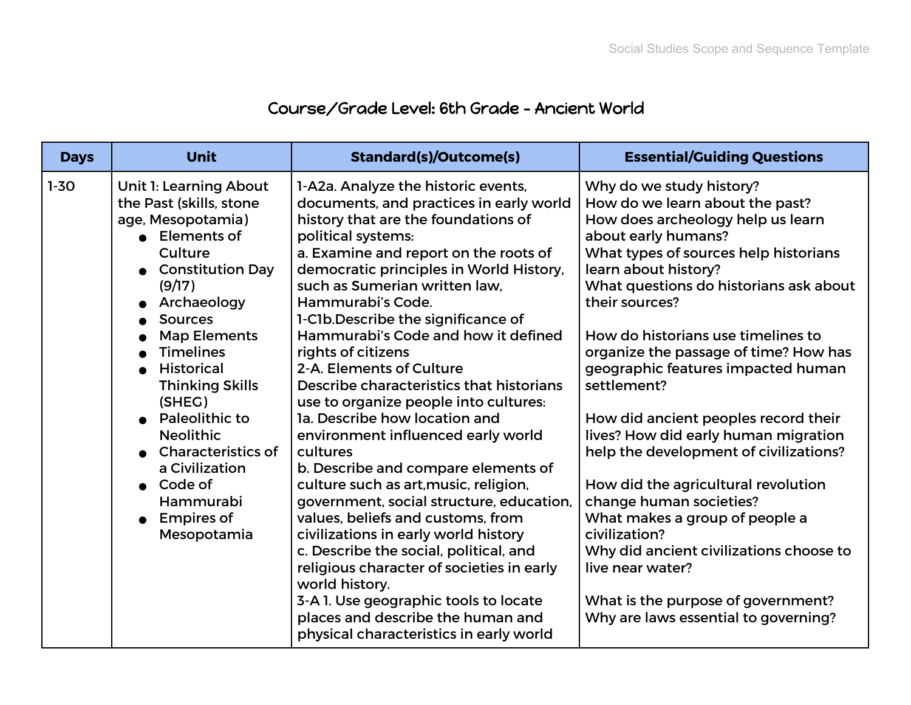# Course/Grade Level: 6th Grade - Ancient World

| Days | Unit | Standard(s)/Outcome(s) | Essential/Guiding Questions |
|---|---|---|---|
| 1-30 | Unit 1: Learning About the Past (skills, stone age, Mesopotamia)<br>● Elements of Culture<br>● Constitution Day (9/17)<br>● Archaeology<br>● Sources<br>● Map Elements<br>● Timelines<br>● Historical Thinking Skills (SHEG)<br>● Paleolithic to Neolithic<br>● Characteristics of a Civilization<br>● Code of Hammurabi<br>● Empires of Mesopotamia | 1-A2a. Analyze the historic events, documents, and practices in early world history that are the foundations of political systems:<br>a. Examine and report on the roots of democratic principles in World History, such as Sumerian written law, Hammurabi's Code.<br>1-C1b.Describe the significance of Hammurabi's Code and how it defined rights of citizens<br>2-A. Elements of Culture<br>Describe characteristics that historians use to organize people into cultures:<br>1a. Describe how location and environment influenced early world cultures<br>b. Describe and compare elements of culture such as art,music, religion, government, social structure, education, values, beliefs and customs, from civilizations in early world history<br>c. Describe the social, political, and religious character of societies in early world history.<br>3-A 1. Use geographic tools to locate places and describe the human and physical characteristics in early world | Why do we study history?<br>How do we learn about the past?<br>How does archeology help us learn about early humans?<br>What types of sources help historians learn about history?<br>What questions do historians ask about their sources?<br><br>How do historians use timelines to organize the passage of time? How has geographic features impacted human settlement?<br><br>How did ancient peoples record their lives? How did early human migration help the development of civilizations?<br><br>How did the agricultural revolution change human societies?<br>What makes a group of people a civilization?<br>Why did ancient civilizations choose to live near water?<br><br>What is the purpose of government?<br>Why are laws essential to governing? |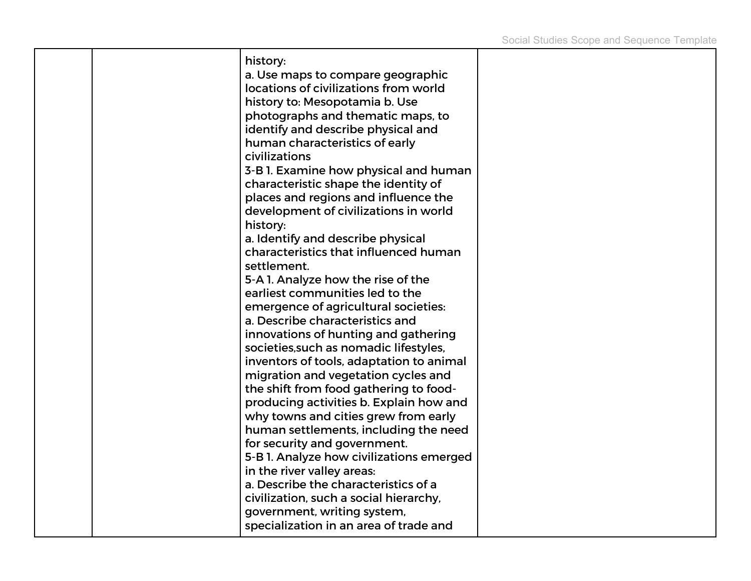|  |  | history:<br>a. Use maps to compare geographic locations of civilizations from world history to: Mesopotamia b. Use photographs and thematic maps, to identify and describe physical and human characteristics of early civilizations<br>3-B 1. Examine how physical and human characteristic shape the identity of places and regions and influence the development of civilizations in world history:<br>a. Identify and describe physical characteristics that influenced human settlement.<br>5-A 1. Analyze how the rise of the earliest communities led to the emergence of agricultural societies:<br>a. Describe characteristics and innovations of hunting and gathering societies,such as nomadic lifestyles, inventors of tools, adaptation to animal migration and vegetation cycles and the shift from food gathering to food-producing activities b. Explain how and why towns and cities grew from early human settlements, including the need for security and government.<br>5-B 1. Analyze how civilizations emerged in the river valley areas:<br>a. Describe the characteristics of a civilization, such a social hierarchy, government, writing system, specialization in an area of trade and |  |
|---|---|---|---|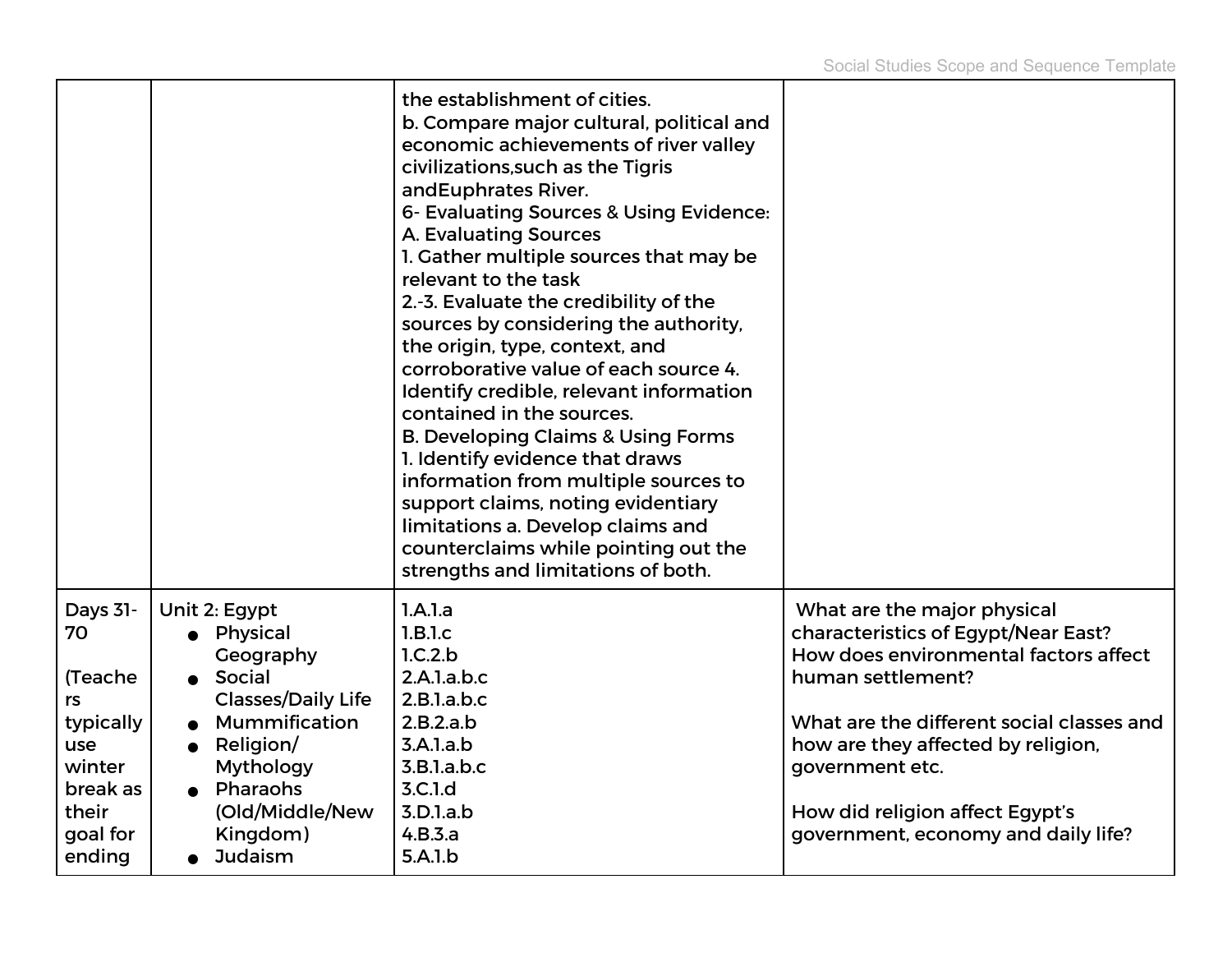| | | | |
|---|---|---|---|
| | | the establishment of cities.<br>b. Compare major cultural, political and economic achievements of river valley civilizations,such as the Tigris andEuphrates River.<br>6- Evaluating Sources & Using Evidence:<br>A. Evaluating Sources<br>1. Gather multiple sources that may be relevant to the task<br>2.-3. Evaluate the credibility of the sources by considering the authority, the origin, type, context, and corroborative value of each source 4. Identify credible, relevant information contained in the sources.<br>B. Developing Claims & Using Forms<br>1. Identify evidence that draws information from multiple sources to support claims, noting evidentiary limitations a. Develop claims and counterclaims while pointing out the strengths and limitations of both. | |
| Days 31-70<br><br>(Teachers typically use winter break as their goal for ending | Unit 2: Egypt<br>● Physical Geography<br>● Social Classes/Daily Life<br>● Mummification<br>● Religion/ Mythology<br>● Pharaohs (Old/Middle/New Kingdom)<br>● Judaism | 1.A.1.a<br>1.B.1.c<br>1.C.2.b<br>2.A.1.a.b.c<br>2.B.1.a.b.c<br>2.B.2.a.b<br>3.A.1.a.b<br>3.B.1.a.b.c<br>3.C.1.d<br>3.D.1.a.b<br>4.B.3.a<br>5.A.1.b | What are the major physical characteristics of Egypt/Near East? How does environmental factors affect human settlement?<br><br>What are the different social classes and how are they affected by religion, government etc.<br><br>How did religion affect Egypt's government, economy and daily life? |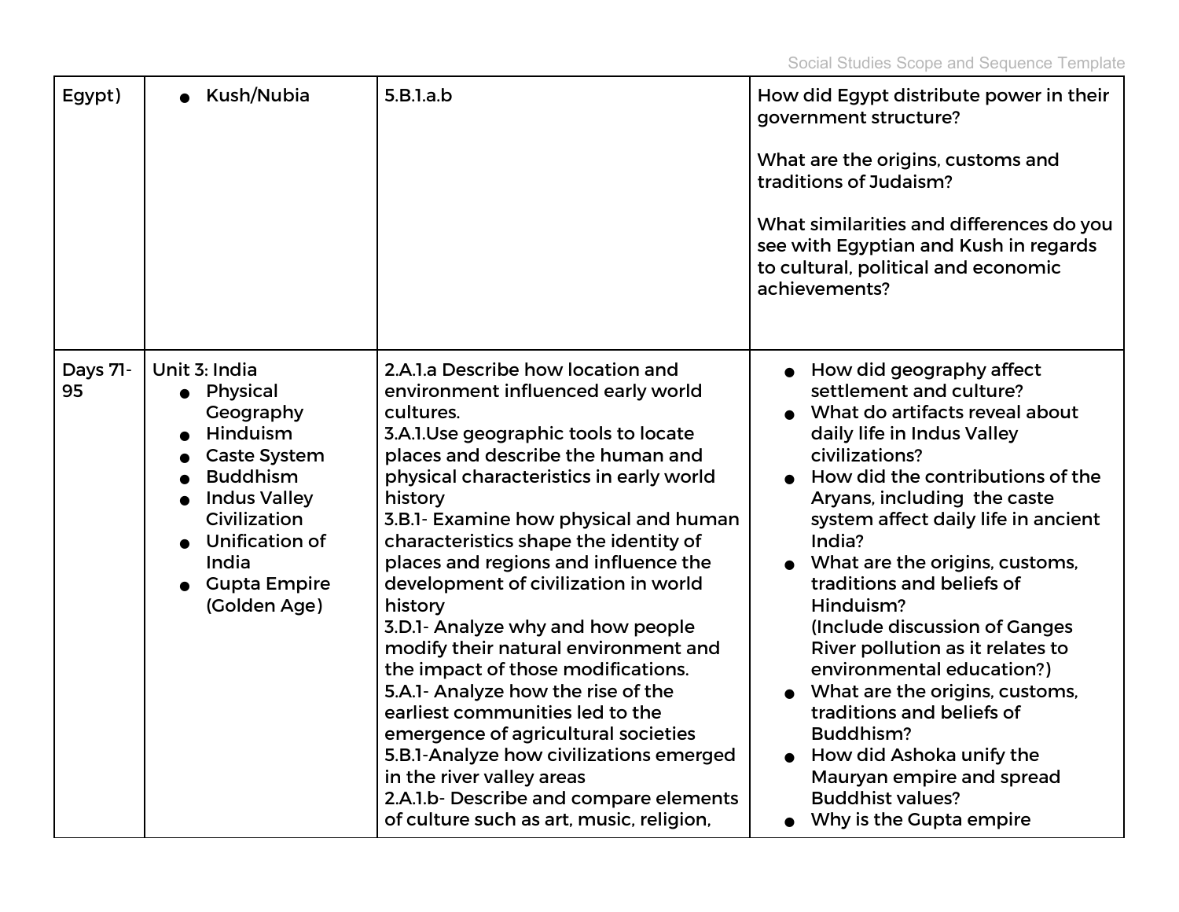| | | | |
|---|---|---|---|
| Egypt) | • Kush/Nubia | 5.B.1.a.b | How did Egypt distribute power in their government structure?<br><br>What are the origins, customs and traditions of Judaism?<br><br>What similarities and differences do you see with Egyptian and Kush in regards to cultural, political and economic achievements? |
| Days 71-95 | Unit 3: India<br>• Physical Geography<br>• Hinduism<br>• Caste System<br>• Buddhism<br>• Indus Valley Civilization<br>• Unification of India<br>• Gupta Empire (Golden Age) | 2.A.1.a Describe how location and environment influenced early world cultures.<br>3.A.1.Use geographic tools to locate places and describe the human and physical characteristics in early world history<br>3.B.1- Examine how physical and human characteristics shape the identity of places and regions and influence the development of civilization in world history<br>3.D.1- Analyze why and how people modify their natural environment and the impact of those modifications.<br>5.A.1- Analyze how the rise of the earliest communities led to the emergence of agricultural societies<br>5.B.1-Analyze how civilizations emerged in the river valley areas<br>2.A.1.b- Describe and compare elements of culture such as art, music, religion, | • How did geography affect settlement and culture?<br>• What do artifacts reveal about daily life in Indus Valley civilizations?<br>• How did the contributions of the Aryans, including the caste system affect daily life in ancient India?<br>• What are the origins, customs, traditions and beliefs of Hinduism? (Include discussion of Ganges River pollution as it relates to environmental education?)<br>• What are the origins, customs, traditions and beliefs of Buddhism?<br>• How did Ashoka unify the Mauryan empire and spread Buddhist values?<br>• Why is the Gupta empire |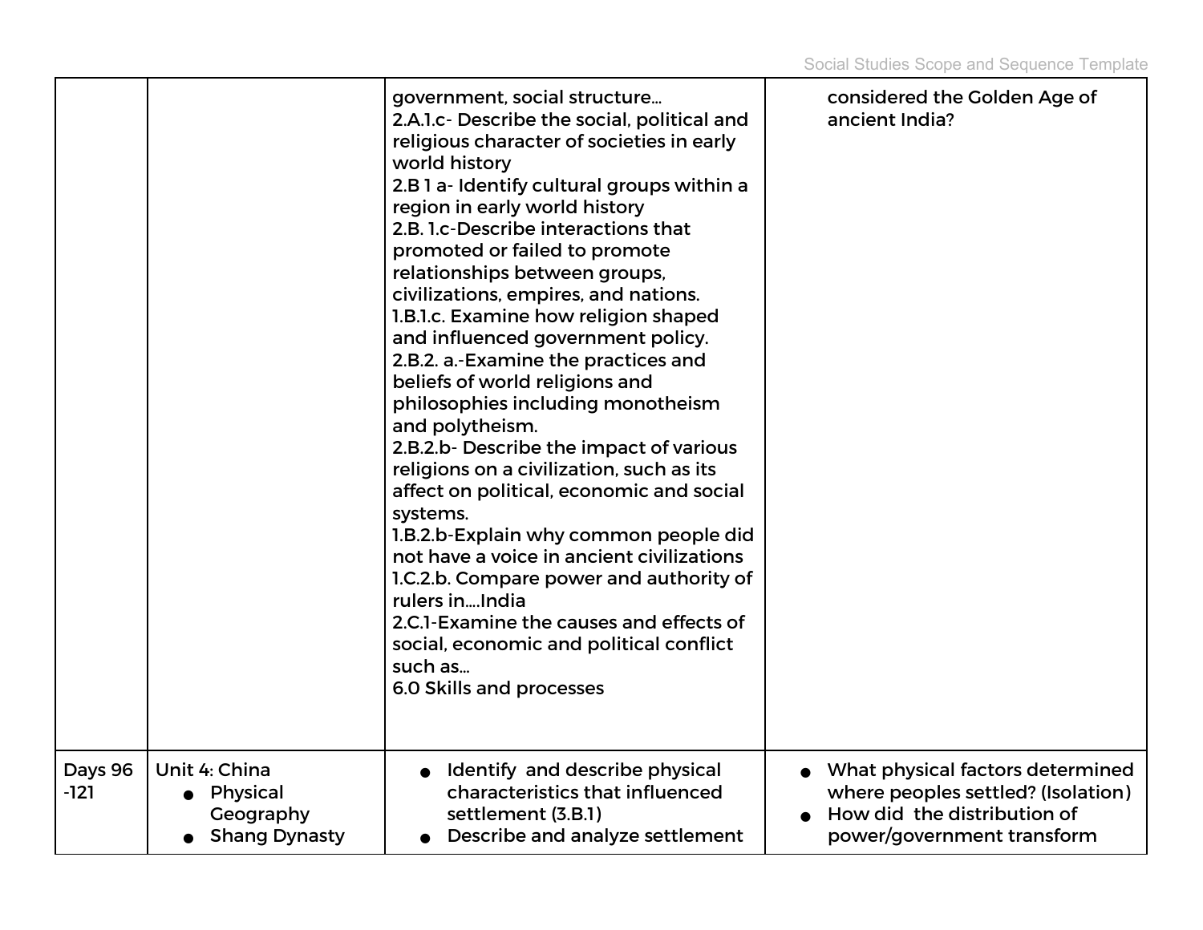| | | | |
|---|---|---|---|
| | | government, social structure…<br>2.A.1.c- Describe the social, political and religious character of societies in early world history<br>2.B 1 a- Identify cultural groups within a region in early world history<br>2.B. 1.c-Describe interactions that promoted or failed to promote relationships between groups, civilizations, empires, and nations.<br>1.B.1.c. Examine how religion shaped and influenced government policy.<br>2.B.2. a.-Examine the practices and beliefs of world religions and philosophies including monotheism and polytheism.<br>2.B.2.b- Describe the impact of various religions on a civilization, such as its affect on political, economic and social systems.<br>1.B.2.b-Explain why common people did not have a voice in ancient civilizations<br>1.C.2.b. Compare power and authority of rulers in….India<br>2.C.1-Examine the causes and effects of social, economic and political conflict such as…<br>6.0 Skills and processes | considered the Golden Age of ancient India? |
| Days 96 -121 | Unit 4: China<br>● Physical Geography<br>● Shang Dynasty | ● Identify and describe physical characteristics that influenced settlement (3.B.1)<br>● Describe and analyze settlement | ● What physical factors determined where peoples settled? (Isolation)<br>● How did the distribution of power/government transform |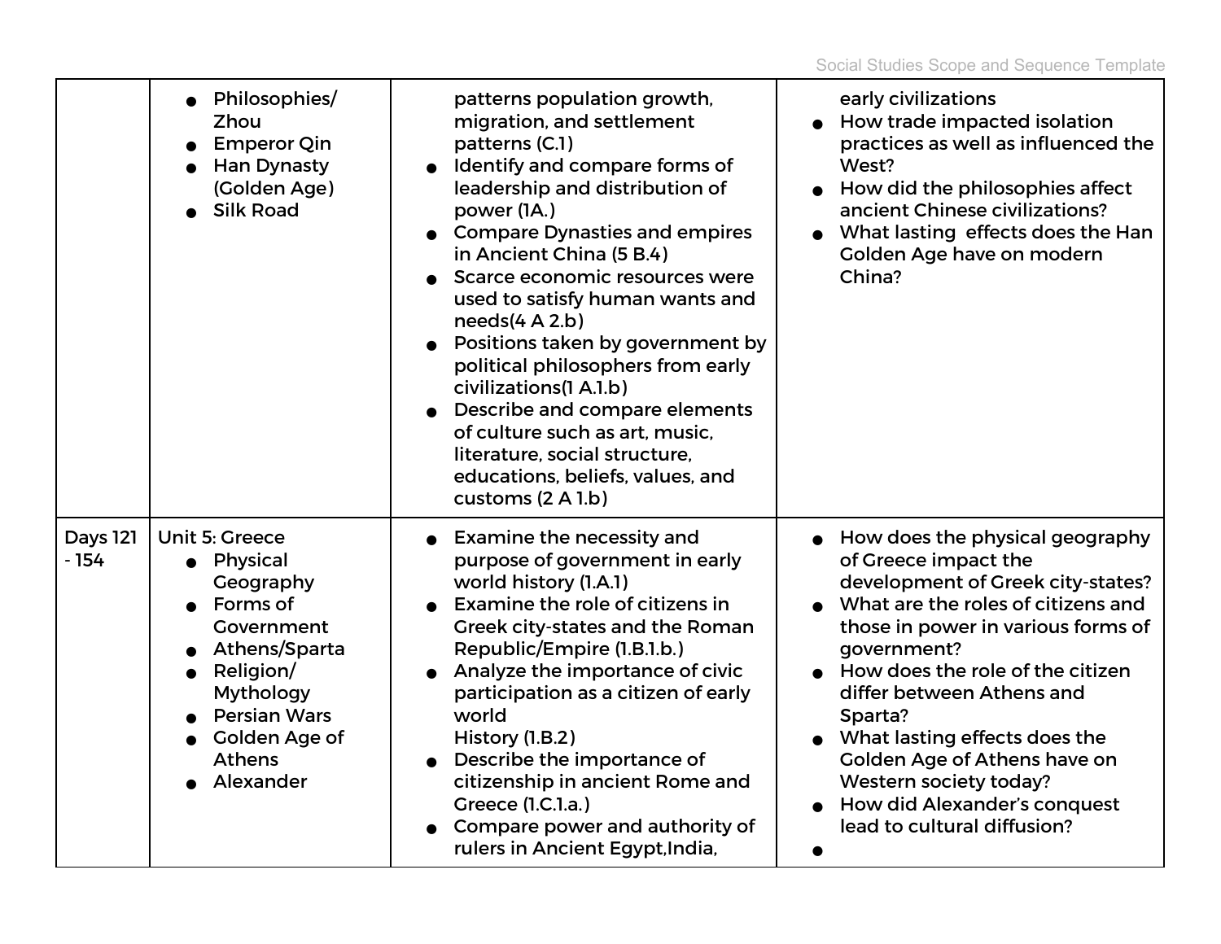| | | | |
|---|---|---|---|
| | • Philosophies/ Zhou<br>• Emperor Qin<br>• Han Dynasty (Golden Age)<br>• Silk Road | patterns population growth, migration, and settlement patterns (C.1)<br>• Identify and compare forms of leadership and distribution of power (1A.)<br>• Compare Dynasties and empires in Ancient China (5 B.4)<br>• Scarce economic resources were used to satisfy human wants and needs(4 A 2.b)<br>• Positions taken by government by political philosophers from early civilizations(1 A.1.b)<br>• Describe and compare elements of culture such as art, music, literature, social structure, educations, beliefs, values, and customs (2 A 1.b) | early civilizations<br>• How trade impacted isolation practices as well as influenced the West?<br>• How did the philosophies affect ancient Chinese civilizations?<br>• What lasting effects does the Han Golden Age have on modern China? |
| Days 121 - 154 | Unit 5: Greece<br>• Physical Geography<br>• Forms of Government<br>• Athens/Sparta<br>• Religion/ Mythology<br>• Persian Wars<br>• Golden Age of Athens<br>• Alexander | • Examine the necessity and purpose of government in early world history (1.A.1)<br>• Examine the role of citizens in Greek city-states and the Roman Republic/Empire (1.B.1.b.)<br>• Analyze the importance of civic participation as a citizen of early world History (1.B.2)<br>• Describe the importance of citizenship in ancient Rome and Greece (1.C.1.a.)<br>• Compare power and authority of rulers in Ancient Egypt,India, | • How does the physical geography of Greece impact the development of Greek city-states?<br>• What are the roles of citizens and those in power in various forms of government?<br>• How does the role of the citizen differ between Athens and Sparta?<br>• What lasting effects does the Golden Age of Athens have on Western society today?<br>• How did Alexander's conquest lead to cultural diffusion?<br>• |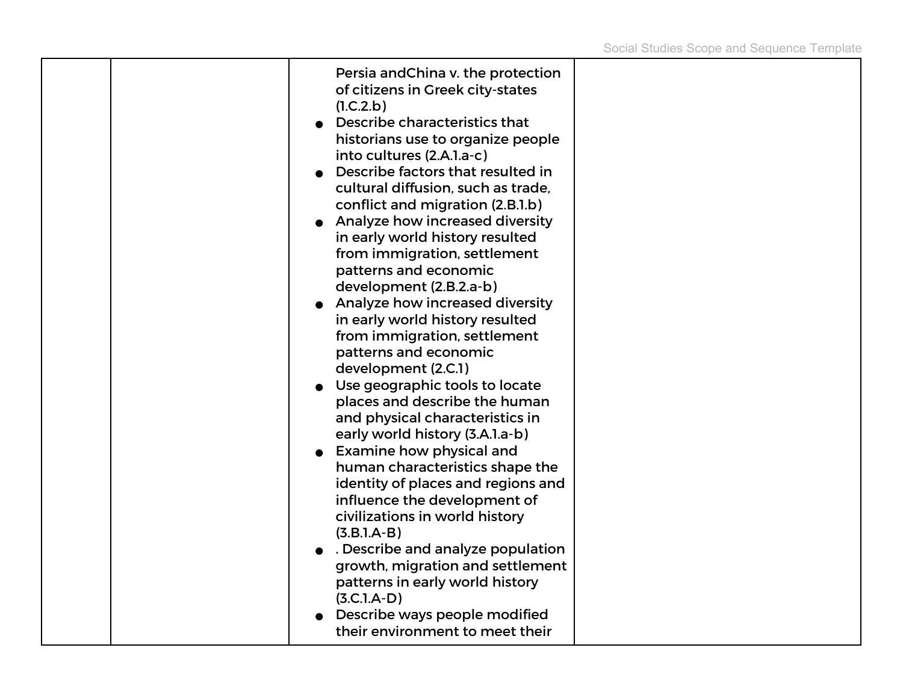| | | | |
|---|---|---|---|
| | | Persia andChina v. the protection of citizens in Greek city-states (1.C.2.b)<br>● Describe characteristics that historians use to organize people into cultures (2.A.1.a-c)<br>● Describe factors that resulted in cultural diffusion, such as trade, conflict and migration (2.B.1.b)<br>● Analyze how increased diversity in early world history resulted from immigration, settlement patterns and economic development (2.B.2.a-b)<br>● Analyze how increased diversity in early world history resulted from immigration, settlement patterns and economic development (2.C.1)<br>● Use geographic tools to locate places and describe the human and physical characteristics in early world history (3.A.1.a-b)<br>● Examine how physical and human characteristics shape the identity of places and regions and influence the development of civilizations in world history (3.B.1.A-B)<br>● . Describe and analyze population growth, migration and settlement patterns in early world history (3.C.1.A-D)<br>● Describe ways people modified their environment to meet their | |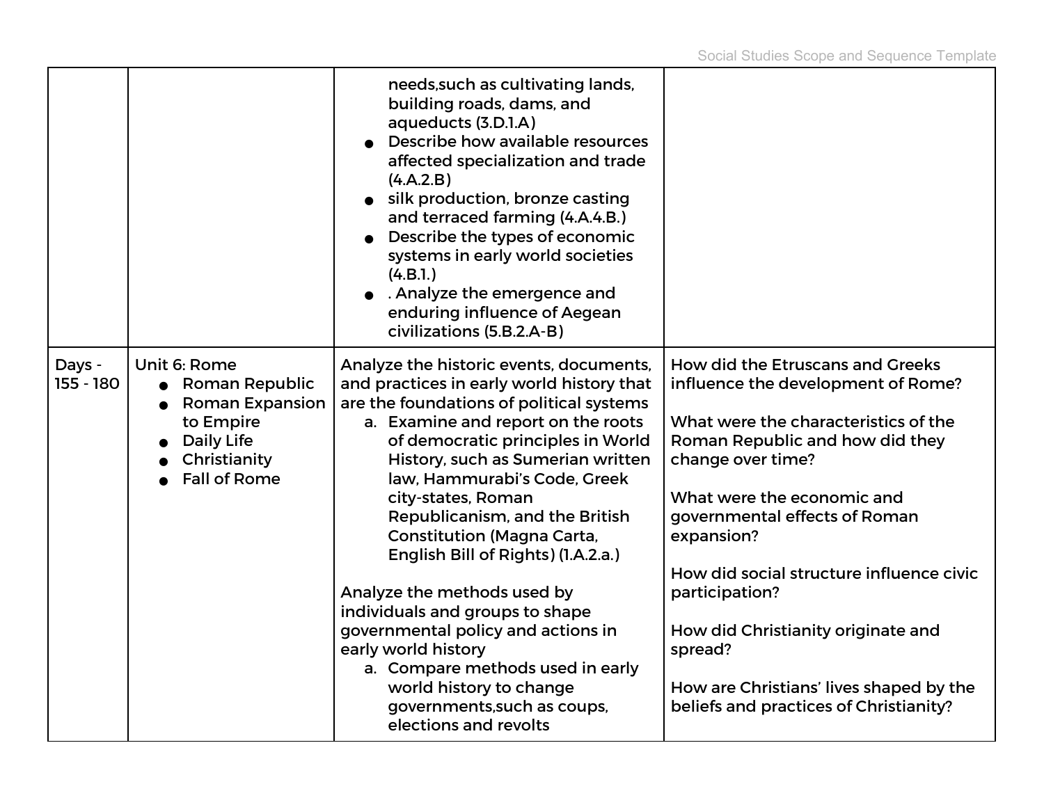| | | | |
|---|---|---|---|
| | | needs,such as cultivating lands, building roads, dams, and aqueducts (3.D.1.A)<br>● Describe how available resources affected specialization and trade (4.A.2.B)<br>● silk production, bronze casting and terraced farming (4.A.4.B.)<br>● Describe the types of economic systems in early world societies (4.B.1.)<br>● . Analyze the emergence and enduring influence of Aegean civilizations (5.B.2.A-B) | |
| Days - 155 - 180 | Unit 6: Rome<br>● Roman Republic<br>● Roman Expansion to Empire<br>● Daily Life<br>● Christianity<br>● Fall of Rome | Analyze the historic events, documents, and practices in early world history that are the foundations of political systems<br>a. Examine and report on the roots of democratic principles in World History, such as Sumerian written law, Hammurabi's Code, Greek city-states, Roman Republicanism, and the British Constitution (Magna Carta, English Bill of Rights) (1.A.2.a.)<br><br>Analyze the methods used by individuals and groups to shape governmental policy and actions in early world history<br>a. Compare methods used in early world history to change governments,such as coups, elections and revolts | How did the Etruscans and Greeks influence the development of Rome?<br><br>What were the characteristics of the Roman Republic and how did they change over time?<br><br>What were the economic and governmental effects of Roman expansion?<br><br>How did social structure influence civic participation?<br><br>How did Christianity originate and spread?<br><br>How are Christians' lives shaped by the beliefs and practices of Christianity? |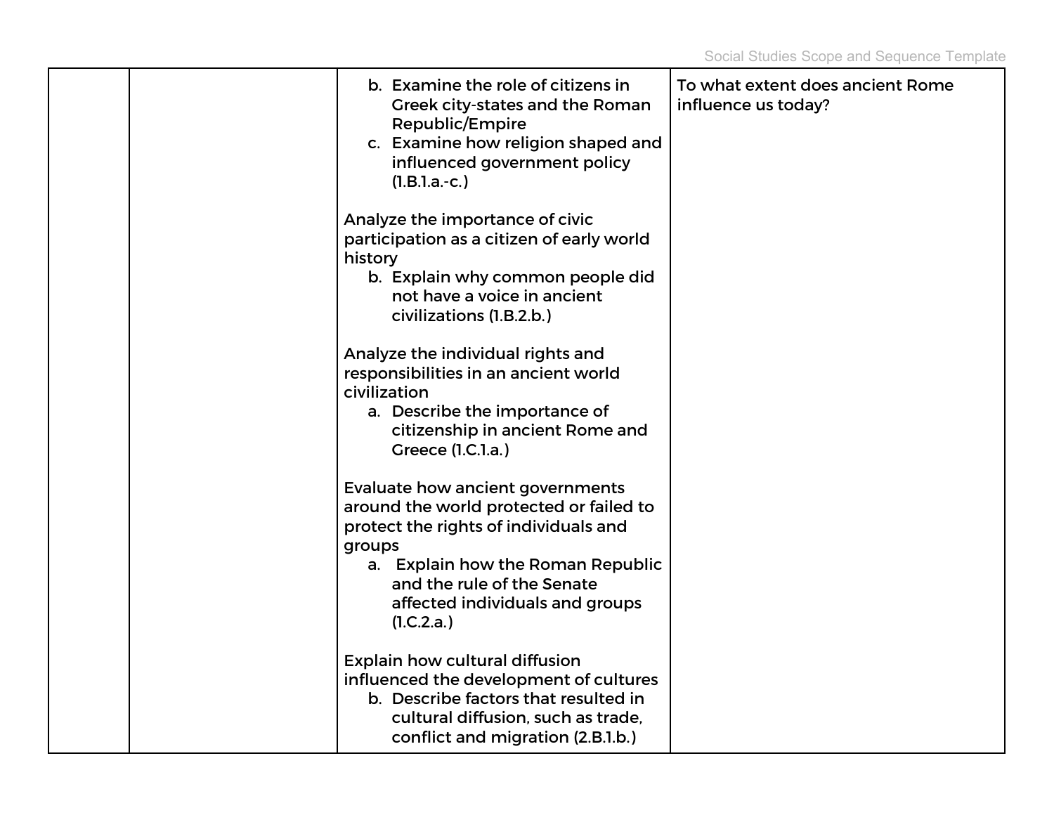|  |  |  |  |
|---|---|---|---|
|  |  | b. Examine the role of citizens in Greek city-states and the Roman Republic/Empire<br>c. Examine how religion shaped and influenced government policy (1.B.1.a.-c.)<br><br>Analyze the importance of civic participation as a citizen of early world history<br>b. Explain why common people did not have a voice in ancient civilizations (1.B.2.b.)<br><br>Analyze the individual rights and responsibilities in an ancient world civilization<br>a. Describe the importance of citizenship in ancient Rome and Greece (1.C.1.a.)<br><br>Evaluate how ancient governments around the world protected or failed to protect the rights of individuals and groups<br>a. Explain how the Roman Republic and the rule of the Senate affected individuals and groups (1.C.2.a.)<br><br>Explain how cultural diffusion influenced the development of cultures<br>b. Describe factors that resulted in cultural diffusion, such as trade, conflict and migration (2.B.1.b.) | To what extent does ancient Rome influence us today? |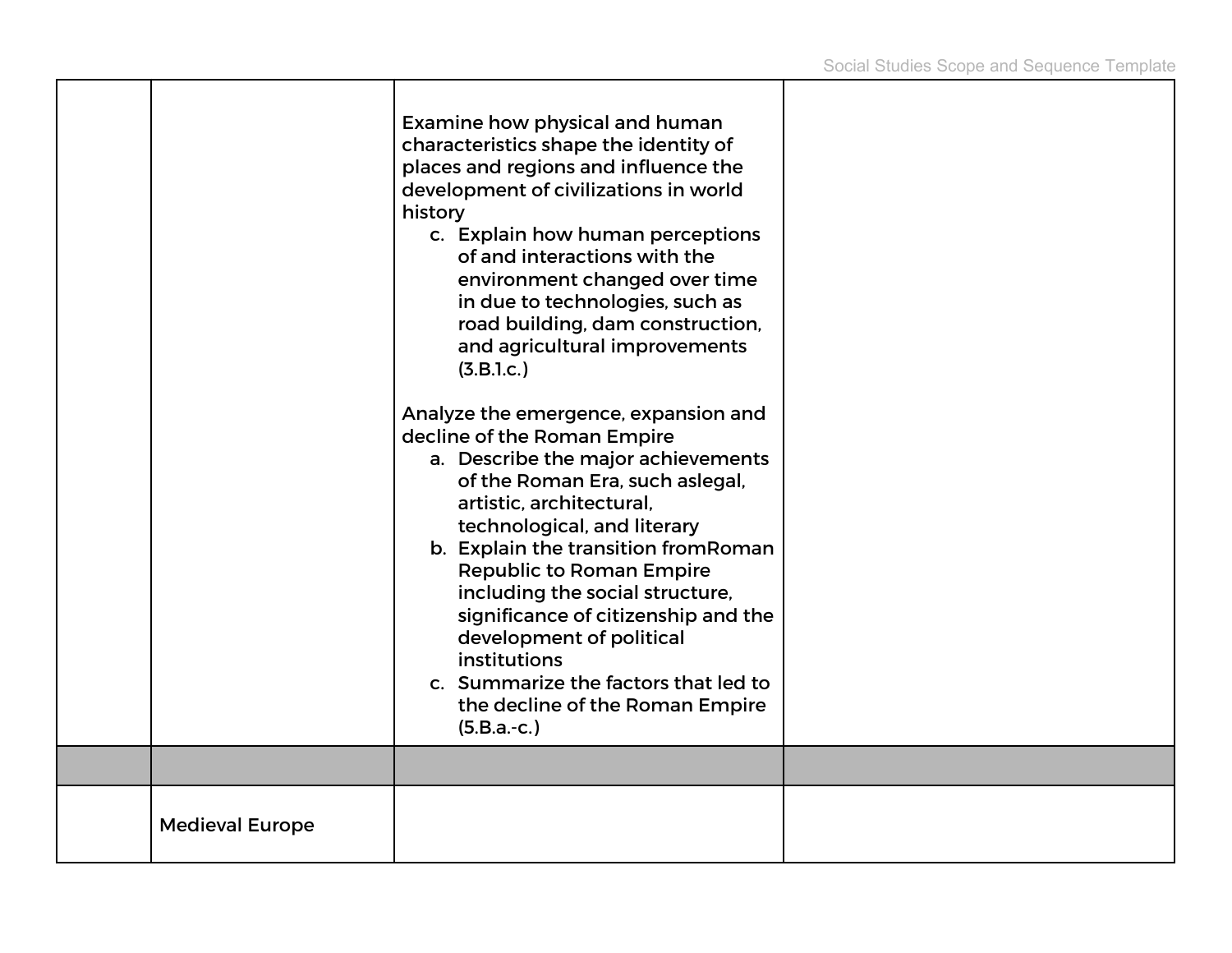| | | | |
|---|---|---|---|
| | | Examine how physical and human characteristics shape the identity of places and regions and influence the development of civilizations in world history<br>c. Explain how human perceptions of and interactions with the environment changed over time in due to technologies, such as road building, dam construction, and agricultural improvements (3.B.1.c.)<br><br>Analyze the emergence, expansion and decline of the Roman Empire<br>a. Describe the major achievements of the Roman Era, such aslegal, artistic, architectural, technological, and literary<br>b. Explain the transition fromRoman Republic to Roman Empire including the social structure, significance of citizenship and the development of political institutions<br>c. Summarize the factors that led to the decline of the Roman Empire (5.B.a.-c.) | |
| | | | |
| | Medieval Europe | | |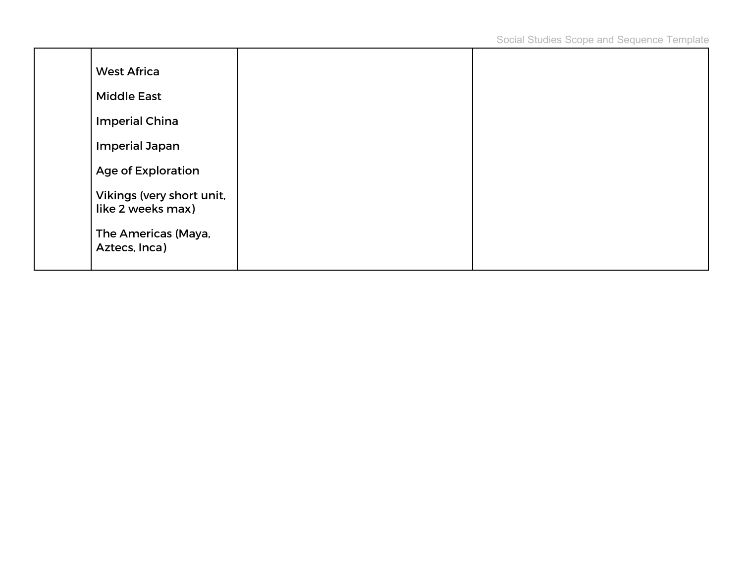| | | | |
|---|---|---|---|
| | West Africa<br><br>Middle East<br><br>Imperial China<br><br>Imperial Japan<br><br>Age of Exploration<br><br>Vikings (very short unit, like 2 weeks max)<br><br>The Americas (Maya, Aztecs, Inca) | | |